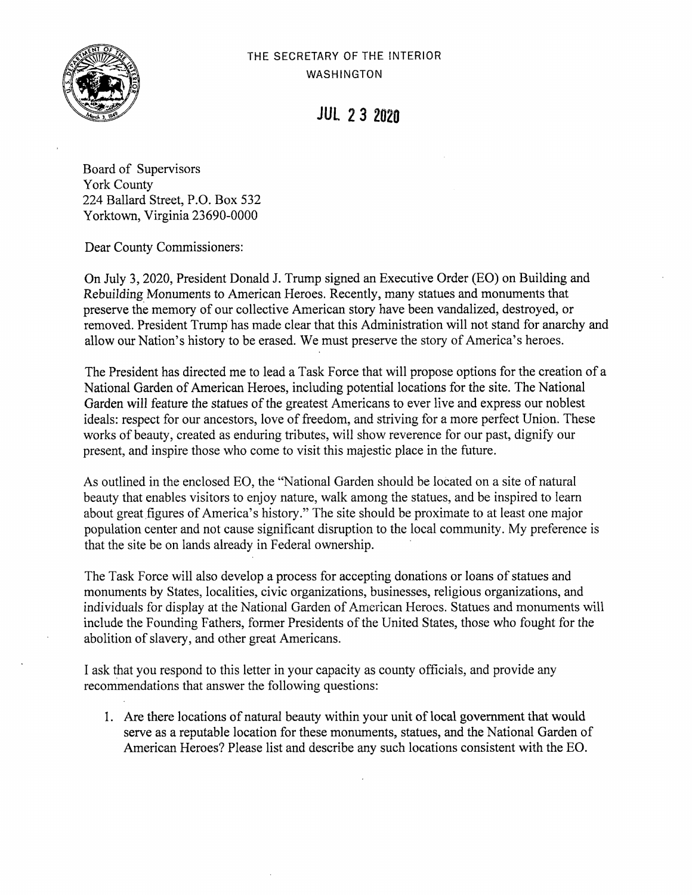THE SECRETARY OF THE INTERIOR
WASHINGTON

JUL 23 2020

Board of Supervisors
York County
224 Ballard Street, P.O. Box 532
Yorktown, Virginia 23690-0000

Dear County Commissioners:

On July 3, 2020, President Donald J. Trump signed an Executive Order (EO) on Building and Rebuilding Monuments to American Heroes. Recently, many statues and monuments that preserve the memory of our collective American story have been vandalized, destroyed, or removed. President Trump has made clear that this Administration will not stand for anarchy and allow our Nation's history to be erased. We must preserve the story of America's heroes.

The President has directed me to lead a Task Force that will propose options for the creation of a National Garden of American Heroes, including potential locations for the site. The National Garden will feature the statues of the greatest Americans to ever live and express our noblest ideals: respect for our ancestors, love of freedom, and striving for a more perfect Union. These works of beauty, created as enduring tributes, will show reverence for our past, dignify our present, and inspire those who come to visit this majestic place in the future.

As outlined in the enclosed EO, the "National Garden should be located on a site of natural beauty that enables visitors to enjoy nature, walk among the statues, and be inspired to learn about great figures of America's history." The site should be proximate to at least one major population center and not cause significant disruption to the local community. My preference is that the site be on lands already in Federal ownership.

The Task Force will also develop a process for accepting donations or loans of statues and monuments by States, localities, civic organizations, businesses, religious organizations, and individuals for display at the National Garden of American Heroes. Statues and monuments will include the Founding Fathers, former Presidents of the United States, those who fought for the abolition of slavery, and other great Americans.

I ask that you respond to this letter in your capacity as county officials, and provide any recommendations that answer the following questions:

1. Are there locations of natural beauty within your unit of local government that would serve as a reputable location for these monuments, statues, and the National Garden of American Heroes? Please list and describe any such locations consistent with the EO.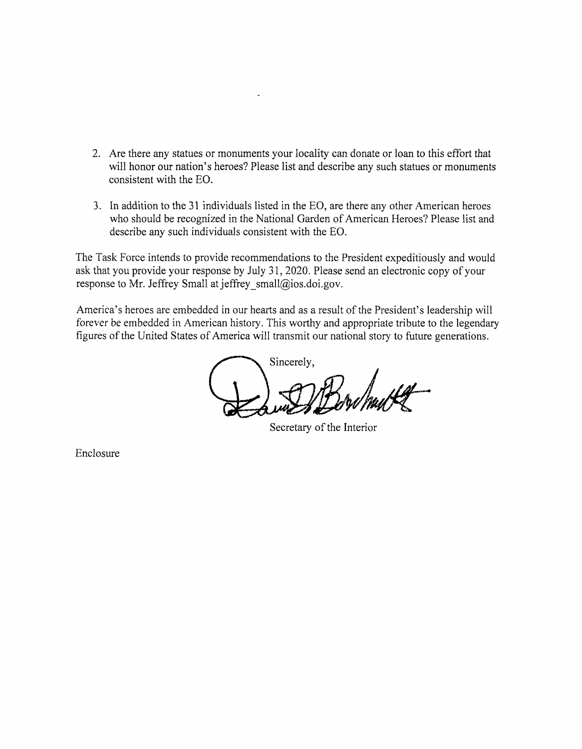2. Are there any statues or monuments your locality can donate or loan to this effort that will honor our nation's heroes? Please list and describe any such statues or monuments consistent with the EO.

3. In addition to the 31 individuals listed in the EO, are there any other American heroes who should be recognized in the National Garden of American Heroes? Please list and describe any such individuals consistent with the EO.

The Task Force intends to provide recommendations to the President expeditiously and would ask that you provide your response by July 31, 2020. Please send an electronic copy of your response to Mr. Jeffrey Small at jeffrey_small@ios.doi.gov.

America's heroes are embedded in our hearts and as a result of the President's leadership will forever be embedded in American history. This worthy and appropriate tribute to the legendary figures of the United States of America will transmit our national story to future generations.

Sincerely,

Secretary of the Interior

Enclosure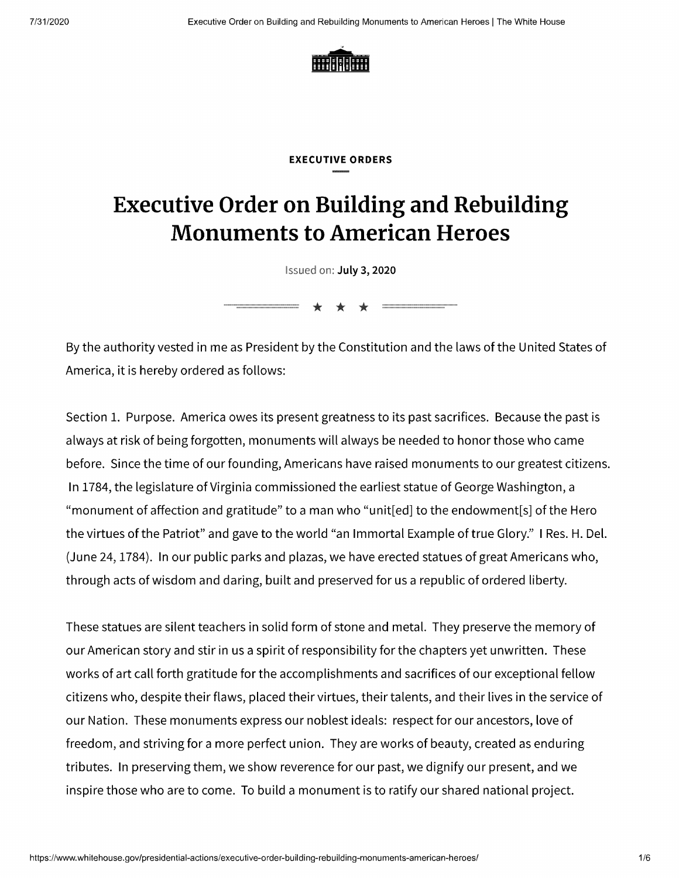**EXECUTIVE ORDERS**

# Executive Order on Building and Rebuilding Monuments to American Heroes

Issued on: **July 3, 2020**

★ ★ ★

By the authority vested in me as President by the Constitution and the laws of the United States of America, it is hereby ordered as follows:

Section 1. Purpose. America owes its present greatness to its past sacrifices. Because the past is always at risk of being forgotten, monuments will always be needed to honor those who came before. Since the time of our founding, Americans have raised monuments to our greatest citizens. In 1784, the legislature of Virginia commissioned the earliest statue of George Washington, a "monument of affection and gratitude" to a man who "unit[ed] to the endowment[s] of the Hero the virtues of the Patriot" and gave to the world "an Immortal Example of true Glory." I Res. H. Del. (June 24, 1784). In our public parks and plazas, we have erected statues of great Americans who, through acts of wisdom and daring, built and preserved for us a republic of ordered liberty.

These statues are silent teachers in solid form of stone and metal. They preserve the memory of our American story and stir in us a spirit of responsibility for the chapters yet unwritten. These works of art call forth gratitude for the accomplishments and sacrifices of our exceptional fellow citizens who, despite their flaws, placed their virtues, their talents, and their lives in the service of our Nation. These monuments express our noblest ideals: respect for our ancestors, love of freedom, and striving for a more perfect union. They are works of beauty, created as enduring tributes. In preserving them, we show reverence for our past, we dignify our present, and we inspire those who are to come. To build a monument is to ratify our shared national project.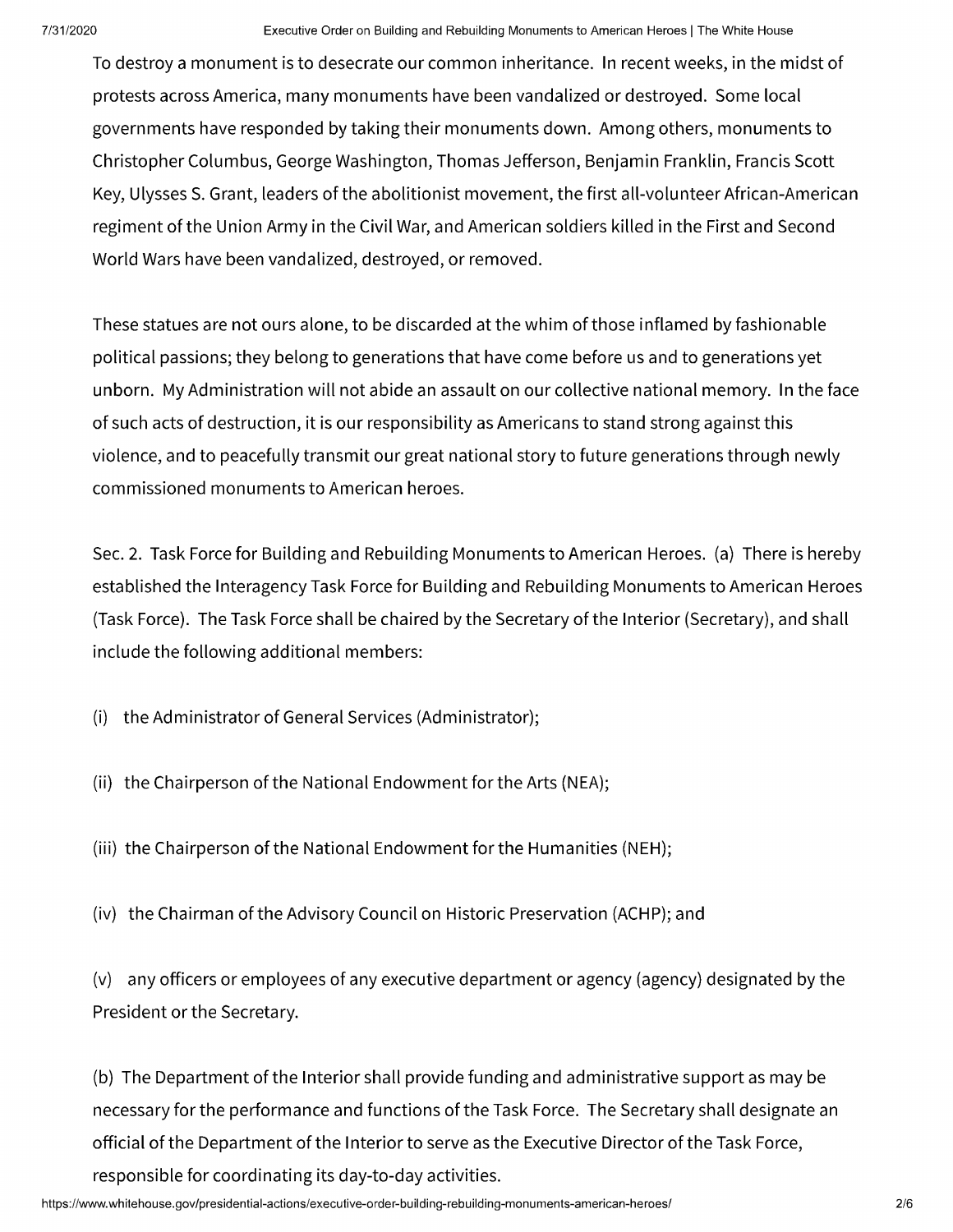To destroy a monument is to desecrate our common inheritance. In recent weeks, in the midst of protests across America, many monuments have been vandalized or destroyed. Some local governments have responded by taking their monuments down. Among others, monuments to Christopher Columbus, George Washington, Thomas Jefferson, Benjamin Franklin, Francis Scott Key, Ulysses S. Grant, leaders of the abolitionist movement, the first all-volunteer African-American regiment of the Union Army in the Civil War, and American soldiers killed in the First and Second World Wars have been vandalized, destroyed, or removed.

These statues are not ours alone, to be discarded at the whim of those inflamed by fashionable political passions; they belong to generations that have come before us and to generations yet unborn. My Administration will not abide an assault on our collective national memory. In the face of such acts of destruction, it is our responsibility as Americans to stand strong against this violence, and to peacefully transmit our great national story to future generations through newly commissioned monuments to American heroes.

Sec. 2. Task Force for Building and Rebuilding Monuments to American Heroes. (a) There is hereby established the Interagency Task Force for Building and Rebuilding Monuments to American Heroes (Task Force). The Task Force shall be chaired by the Secretary of the Interior (Secretary), and shall include the following additional members:

(i) the Administrator of General Services (Administrator);

(ii) the Chairperson of the National Endowment for the Arts (NEA);

(iii) the Chairperson of the National Endowment for the Humanities (NEH);

(iv) the Chairman of the Advisory Council on Historic Preservation (ACHP); and

(v) any officers or employees of any executive department or agency (agency) designated by the President or the Secretary.

(b) The Department of the Interior shall provide funding and administrative support as may be necessary for the performance and functions of the Task Force. The Secretary shall designate an official of the Department of the Interior to serve as the Executive Director of the Task Force, responsible for coordinating its day-to-day activities.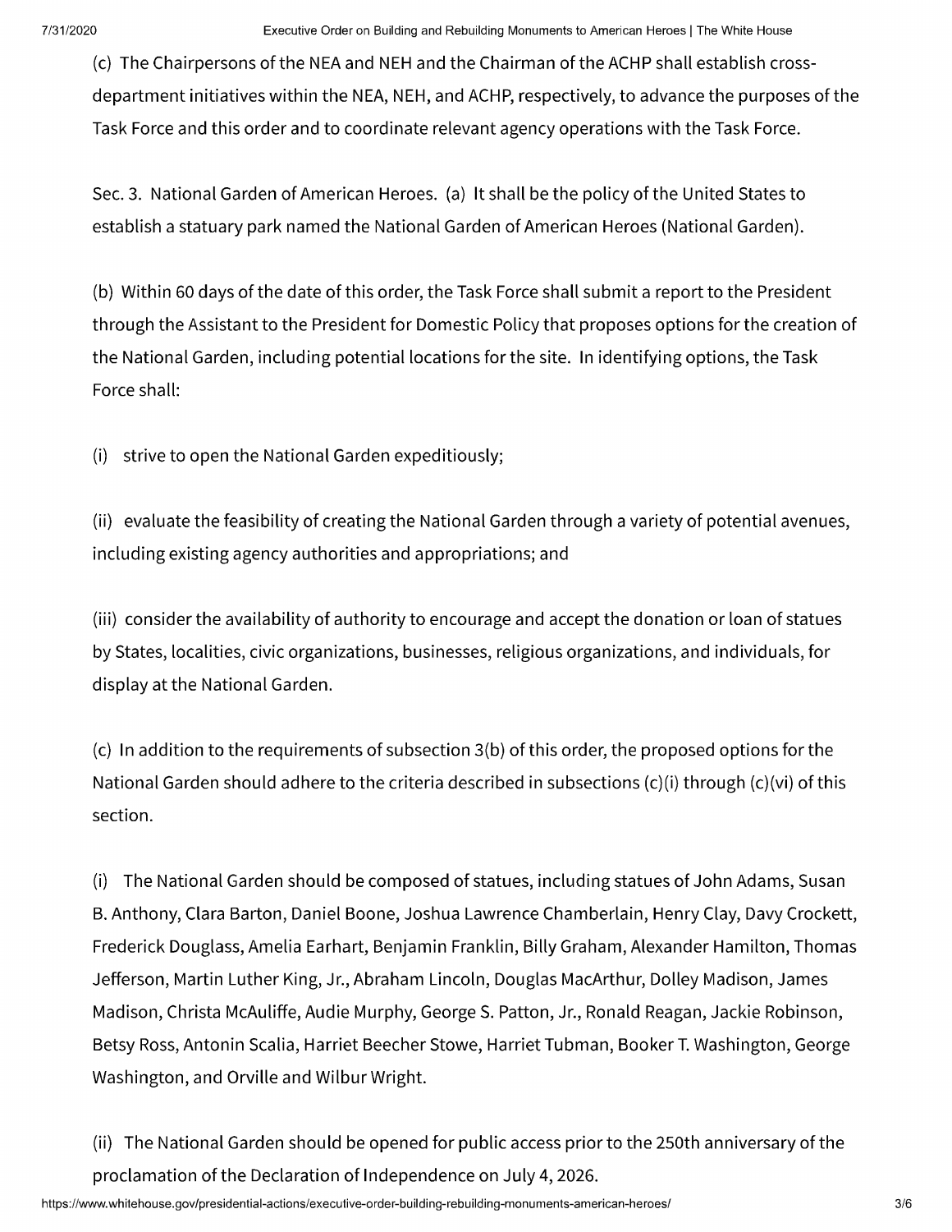(c) The Chairpersons of the NEA and NEH and the Chairman of the ACHP shall establish cross-department initiatives within the NEA, NEH, and ACHP, respectively, to advance the purposes of the Task Force and this order and to coordinate relevant agency operations with the Task Force.

Sec. 3. National Garden of American Heroes. (a) It shall be the policy of the United States to establish a statuary park named the National Garden of American Heroes (National Garden).

(b) Within 60 days of the date of this order, the Task Force shall submit a report to the President through the Assistant to the President for Domestic Policy that proposes options for the creation of the National Garden, including potential locations for the site. In identifying options, the Task Force shall:

(i) strive to open the National Garden expeditiously;

(ii) evaluate the feasibility of creating the National Garden through a variety of potential avenues, including existing agency authorities and appropriations; and

(iii) consider the availability of authority to encourage and accept the donation or loan of statues by States, localities, civic organizations, businesses, religious organizations, and individuals, for display at the National Garden.

(c) In addition to the requirements of subsection 3(b) of this order, the proposed options for the National Garden should adhere to the criteria described in subsections (c)(i) through (c)(vi) of this section.

(i) The National Garden should be composed of statues, including statues of John Adams, Susan B. Anthony, Clara Barton, Daniel Boone, Joshua Lawrence Chamberlain, Henry Clay, Davy Crockett, Frederick Douglass, Amelia Earhart, Benjamin Franklin, Billy Graham, Alexander Hamilton, Thomas Jefferson, Martin Luther King, Jr., Abraham Lincoln, Douglas MacArthur, Dolley Madison, James Madison, Christa McAuliffe, Audie Murphy, George S. Patton, Jr., Ronald Reagan, Jackie Robinson, Betsy Ross, Antonin Scalia, Harriet Beecher Stowe, Harriet Tubman, Booker T. Washington, George Washington, and Orville and Wilbur Wright.

(ii) The National Garden should be opened for public access prior to the 250th anniversary of the proclamation of the Declaration of Independence on July 4, 2026.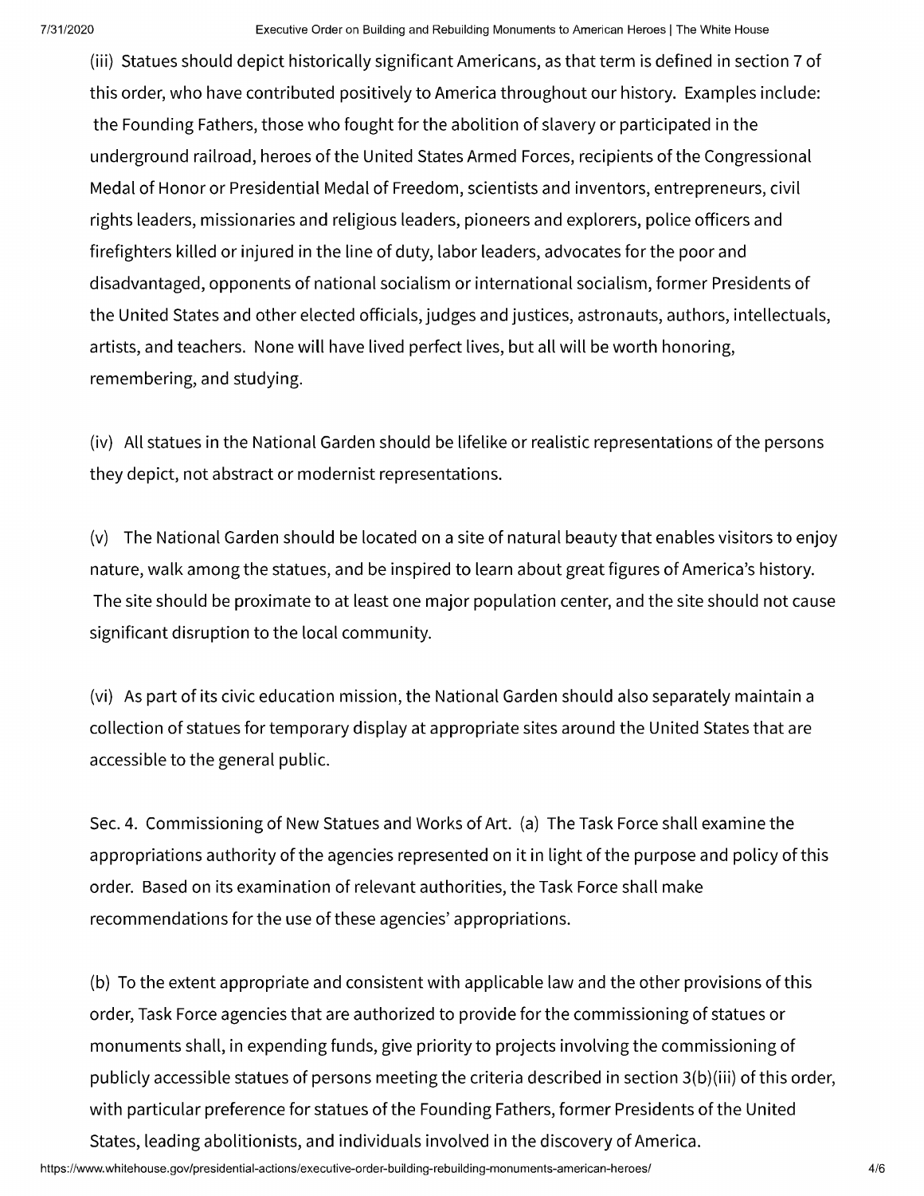(iii) Statues should depict historically significant Americans, as that term is defined in section 7 of this order, who have contributed positively to America throughout our history. Examples include: the Founding Fathers, those who fought for the abolition of slavery or participated in the underground railroad, heroes of the United States Armed Forces, recipients of the Congressional Medal of Honor or Presidential Medal of Freedom, scientists and inventors, entrepreneurs, civil rights leaders, missionaries and religious leaders, pioneers and explorers, police officers and firefighters killed or injured in the line of duty, labor leaders, advocates for the poor and disadvantaged, opponents of national socialism or international socialism, former Presidents of the United States and other elected officials, judges and justices, astronauts, authors, intellectuals, artists, and teachers. None will have lived perfect lives, but all will be worth honoring, remembering, and studying.

(iv) All statues in the National Garden should be lifelike or realistic representations of the persons they depict, not abstract or modernist representations.

(v) The National Garden should be located on a site of natural beauty that enables visitors to enjoy nature, walk among the statues, and be inspired to learn about great figures of America's history. The site should be proximate to at least one major population center, and the site should not cause significant disruption to the local community.

(vi) As part of its civic education mission, the National Garden should also separately maintain a collection of statues for temporary display at appropriate sites around the United States that are accessible to the general public.

Sec. 4. Commissioning of New Statues and Works of Art. (a) The Task Force shall examine the appropriations authority of the agencies represented on it in light of the purpose and policy of this order. Based on its examination of relevant authorities, the Task Force shall make recommendations for the use of these agencies' appropriations.

(b) To the extent appropriate and consistent with applicable law and the other provisions of this order, Task Force agencies that are authorized to provide for the commissioning of statues or monuments shall, in expending funds, give priority to projects involving the commissioning of publicly accessible statues of persons meeting the criteria described in section 3(b)(iii) of this order, with particular preference for statues of the Founding Fathers, former Presidents of the United States, leading abolitionists, and individuals involved in the discovery of America.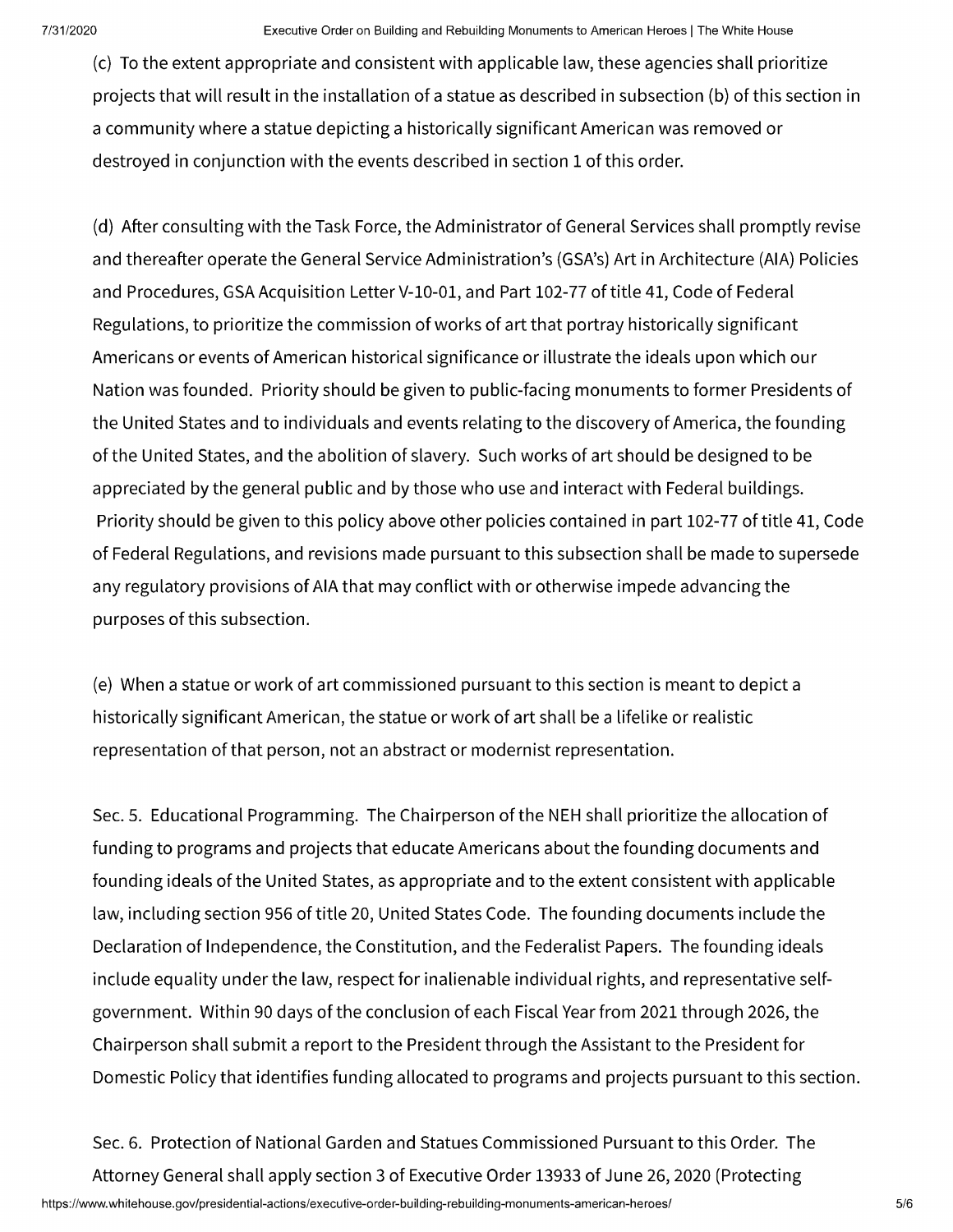(c) To the extent appropriate and consistent with applicable law, these agencies shall prioritize projects that will result in the installation of a statue as described in subsection (b) of this section in a community where a statue depicting a historically significant American was removed or destroyed in conjunction with the events described in section 1 of this order.

(d) After consulting with the Task Force, the Administrator of General Services shall promptly revise and thereafter operate the General Service Administration's (GSA's) Art in Architecture (AIA) Policies and Procedures, GSA Acquisition Letter V-10-01, and Part 102-77 of title 41, Code of Federal Regulations, to prioritize the commission of works of art that portray historically significant Americans or events of American historical significance or illustrate the ideals upon which our Nation was founded. Priority should be given to public-facing monuments to former Presidents of the United States and to individuals and events relating to the discovery of America, the founding of the United States, and the abolition of slavery. Such works of art should be designed to be appreciated by the general public and by those who use and interact with Federal buildings. Priority should be given to this policy above other policies contained in part 102-77 of title 41, Code of Federal Regulations, and revisions made pursuant to this subsection shall be made to supersede any regulatory provisions of AIA that may conflict with or otherwise impede advancing the purposes of this subsection.

(e) When a statue or work of art commissioned pursuant to this section is meant to depict a historically significant American, the statue or work of art shall be a lifelike or realistic representation of that person, not an abstract or modernist representation.

Sec. 5. Educational Programming. The Chairperson of the NEH shall prioritize the allocation of funding to programs and projects that educate Americans about the founding documents and founding ideals of the United States, as appropriate and to the extent consistent with applicable law, including section 956 of title 20, United States Code. The founding documents include the Declaration of Independence, the Constitution, and the Federalist Papers. The founding ideals include equality under the law, respect for inalienable individual rights, and representative self-government. Within 90 days of the conclusion of each Fiscal Year from 2021 through 2026, the Chairperson shall submit a report to the President through the Assistant to the President for Domestic Policy that identifies funding allocated to programs and projects pursuant to this section.

Sec. 6. Protection of National Garden and Statues Commissioned Pursuant to this Order. The Attorney General shall apply section 3 of Executive Order 13933 of June 26, 2020 (Protecting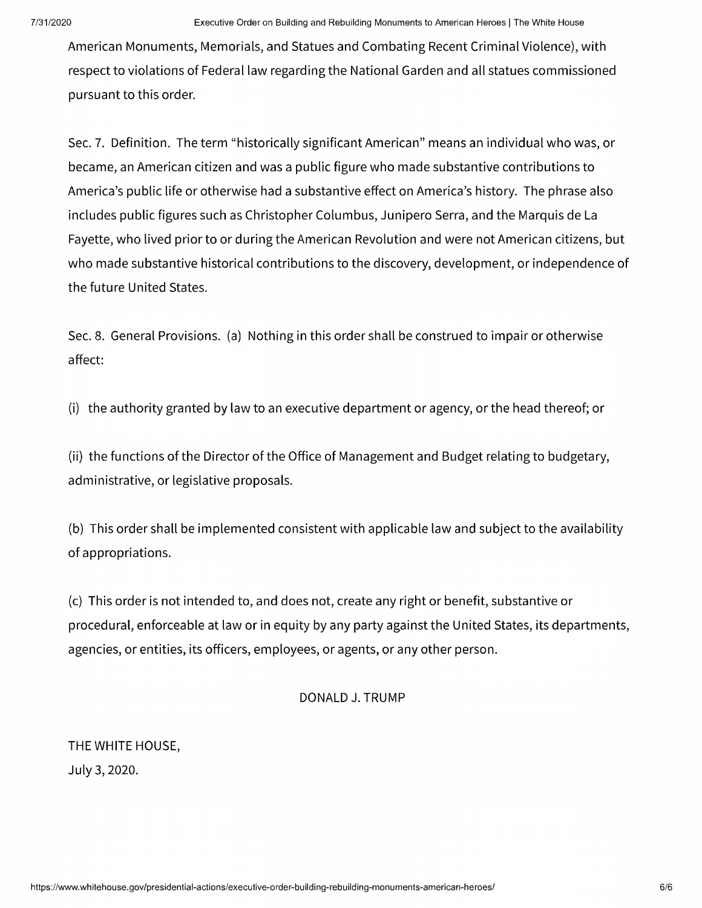American Monuments, Memorials, and Statues and Combating Recent Criminal Violence), with respect to violations of Federal law regarding the National Garden and all statues commissioned pursuant to this order.

Sec. 7. Definition. The term "historically significant American" means an individual who was, or became, an American citizen and was a public figure who made substantive contributions to America's public life or otherwise had a substantive effect on America's history. The phrase also includes public figures such as Christopher Columbus, Junipero Serra, and the Marquis de La Fayette, who lived prior to or during the American Revolution and were not American citizens, but who made substantive historical contributions to the discovery, development, or independence of the future United States.

Sec. 8. General Provisions. (a) Nothing in this order shall be construed to impair or otherwise affect:

(i) the authority granted by law to an executive department or agency, or the head thereof; or

(ii) the functions of the Director of the Office of Management and Budget relating to budgetary, administrative, or legislative proposals.

(b) This order shall be implemented consistent with applicable law and subject to the availability of appropriations.

(c) This order is not intended to, and does not, create any right or benefit, substantive or procedural, enforceable at law or in equity by any party against the United States, its departments, agencies, or entities, its officers, employees, or agents, or any other person.

DONALD J. TRUMP

THE WHITE HOUSE,
July 3, 2020.